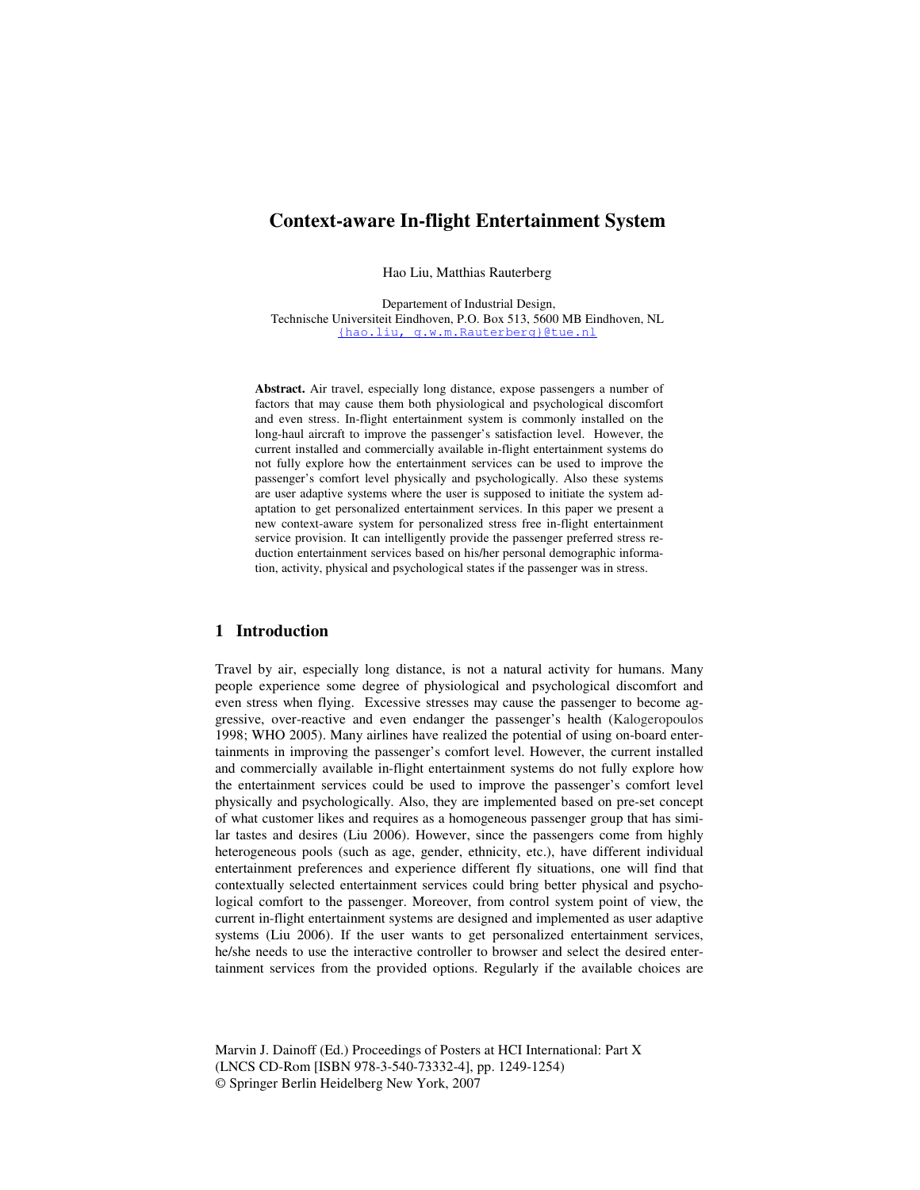# Context-aware In-flight Entertainment System

Hao Liu, Matthias Rauterberg

Departement of Industrial Design,
Technische Universiteit Eindhoven, P.O. Box 513, 5600 MB Eindhoven, NL
{hao.liu, g.w.m.Rauterberg}@tue.nl

**Abstract.** Air travel, especially long distance, expose passengers a number of factors that may cause them both physiological and psychological discomfort and even stress. In-flight entertainment system is commonly installed on the long-haul aircraft to improve the passenger's satisfaction level. However, the current installed and commercially available in-flight entertainment systems do not fully explore how the entertainment services can be used to improve the passenger's comfort level physically and psychologically. Also these systems are user adaptive systems where the user is supposed to initiate the system adaptation to get personalized entertainment services. In this paper we present a new context-aware system for personalized stress free in-flight entertainment service provision. It can intelligently provide the passenger preferred stress reduction entertainment services based on his/her personal demographic information, activity, physical and psychological states if the passenger was in stress.

## 1 Introduction

Travel by air, especially long distance, is not a natural activity for humans. Many people experience some degree of physiological and psychological discomfort and even stress when flying. Excessive stresses may cause the passenger to become aggressive, over-reactive and even endanger the passenger's health (Kalogeropoulos 1998; WHO 2005). Many airlines have realized the potential of using on-board entertainments in improving the passenger's comfort level. However, the current installed and commercially available in-flight entertainment systems do not fully explore how the entertainment services could be used to improve the passenger's comfort level physically and psychologically. Also, they are implemented based on pre-set concept of what customer likes and requires as a homogeneous passenger group that has similar tastes and desires (Liu 2006). However, since the passengers come from highly heterogeneous pools (such as age, gender, ethnicity, etc.), have different individual entertainment preferences and experience different fly situations, one will find that contextually selected entertainment services could bring better physical and psychological comfort to the passenger. Moreover, from control system point of view, the current in-flight entertainment systems are designed and implemented as user adaptive systems (Liu 2006). If the user wants to get personalized entertainment services, he/she needs to use the interactive controller to browser and select the desired entertainment services from the provided options. Regularly if the available choices are

Marvin J. Dainoff (Ed.) Proceedings of Posters at HCI International: Part X
(LNCS CD-Rom [ISBN 978-3-540-73332-4], pp. 1249-1254)
© Springer Berlin Heidelberg New York, 2007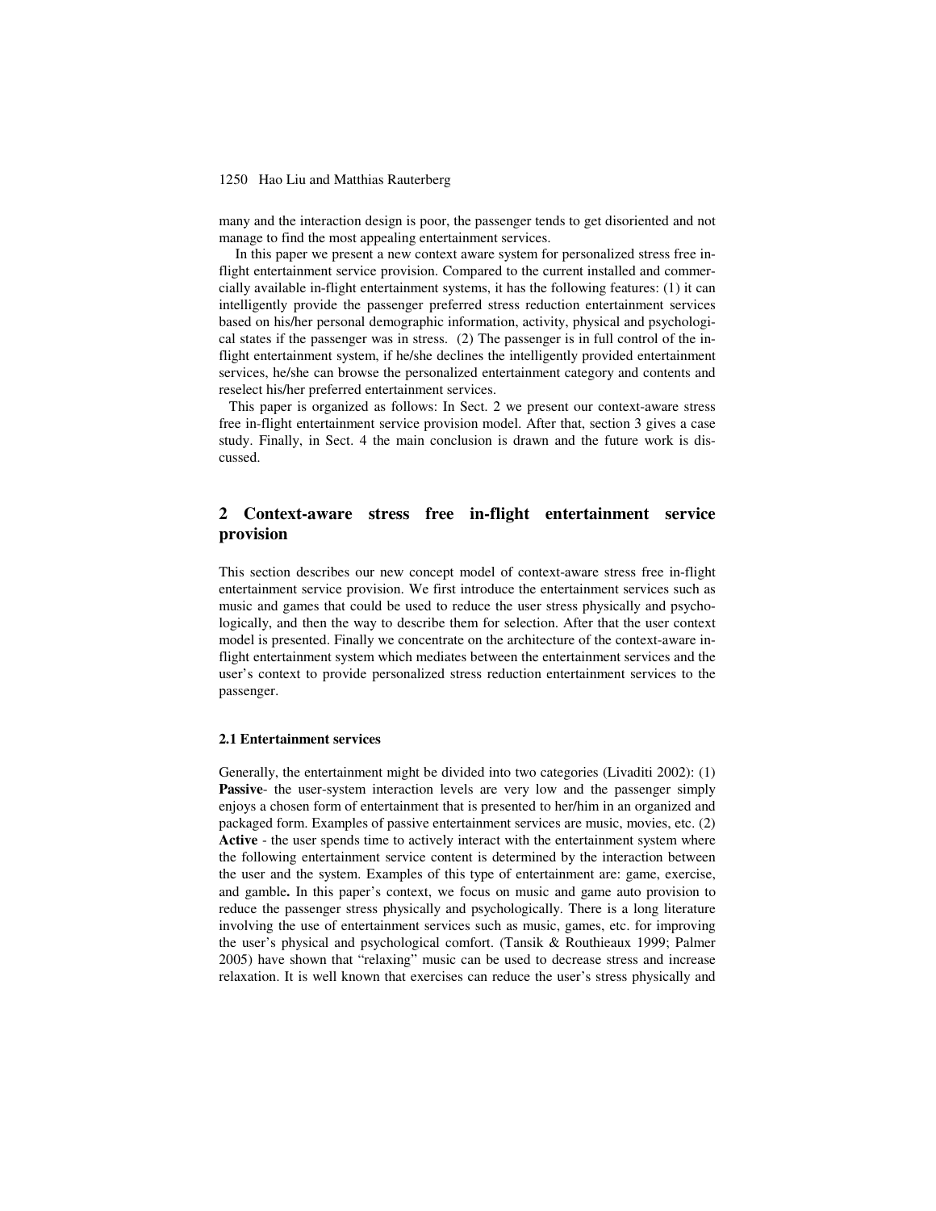many and the interaction design is poor, the passenger tends to get disoriented and not manage to find the most appealing entertainment services.

In this paper we present a new context aware system for personalized stress free in-flight entertainment service provision. Compared to the current installed and commercially available in-flight entertainment systems, it has the following features: (1) it can intelligently provide the passenger preferred stress reduction entertainment services based on his/her personal demographic information, activity, physical and psychological states if the passenger was in stress. (2) The passenger is in full control of the in-flight entertainment system, if he/she declines the intelligently provided entertainment services, he/she can browse the personalized entertainment category and contents and reselect his/her preferred entertainment services.

This paper is organized as follows: In Sect. 2 we present our context-aware stress free in-flight entertainment service provision model. After that, section 3 gives a case study. Finally, in Sect. 4 the main conclusion is drawn and the future work is discussed.

## 2 Context-aware stress free in-flight entertainment service provision

This section describes our new concept model of context-aware stress free in-flight entertainment service provision. We first introduce the entertainment services such as music and games that could be used to reduce the user stress physically and psychologically, and then the way to describe them for selection. After that the user context model is presented. Finally we concentrate on the architecture of the context-aware in-flight entertainment system which mediates between the entertainment services and the user's context to provide personalized stress reduction entertainment services to the passenger.

### 2.1 Entertainment services

Generally, the entertainment might be divided into two categories (Livaditi 2002): (1) **Passive**- the user-system interaction levels are very low and the passenger simply enjoys a chosen form of entertainment that is presented to her/him in an organized and packaged form. Examples of passive entertainment services are music, movies, etc. (2) **Active** - the user spends time to actively interact with the entertainment system where the following entertainment service content is determined by the interaction between the user and the system. Examples of this type of entertainment are: game, exercise, and gamble**.** In this paper's context, we focus on music and game auto provision to reduce the passenger stress physically and psychologically. There is a long literature involving the use of entertainment services such as music, games, etc. for improving the user's physical and psychological comfort. (Tansik & Routhieaux 1999; Palmer 2005) have shown that "relaxing" music can be used to decrease stress and increase relaxation. It is well known that exercises can reduce the user's stress physically and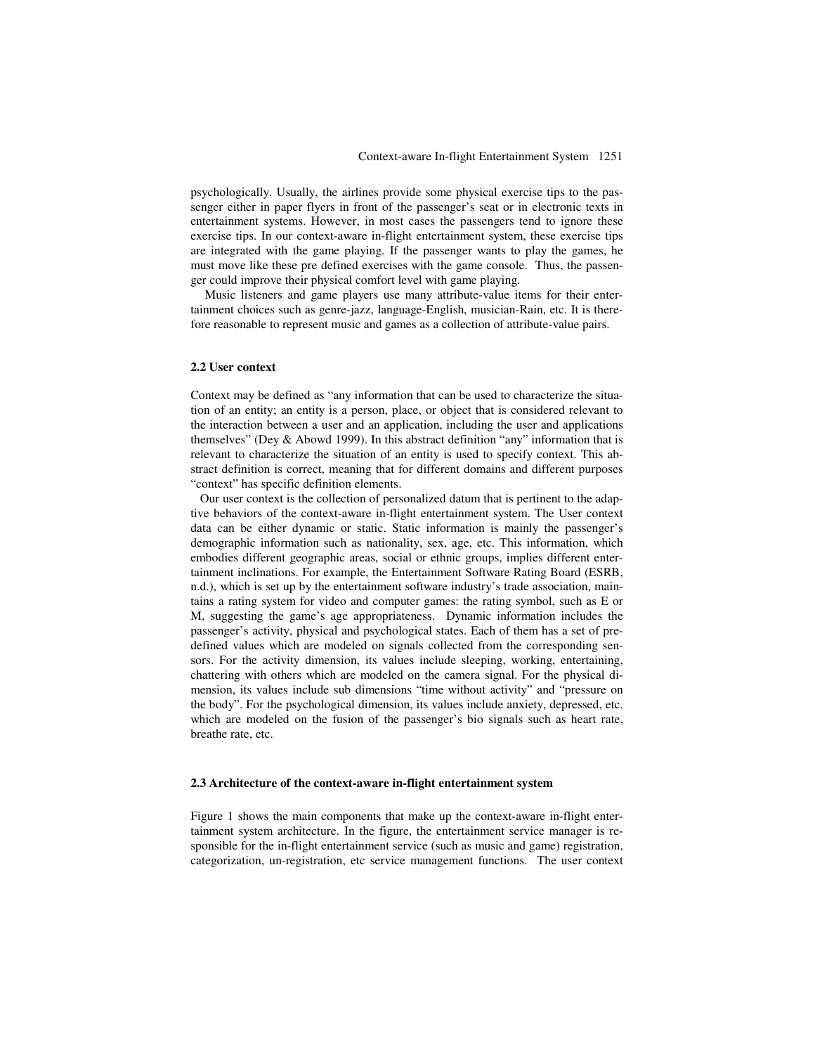psychologically. Usually, the airlines provide some physical exercise tips to the passenger either in paper flyers in front of the passenger's seat or in electronic texts in entertainment systems. However, in most cases the passengers tend to ignore these exercise tips. In our context-aware in-flight entertainment system, these exercise tips are integrated with the game playing. If the passenger wants to play the games, he must move like these pre defined exercises with the game console. Thus, the passenger could improve their physical comfort level with game playing.

Music listeners and game players use many attribute-value items for their entertainment choices such as genre-jazz, language-English, musician-Rain, etc. It is therefore reasonable to represent music and games as a collection of attribute-value pairs.

### 2.2 User context

Context may be defined as "any information that can be used to characterize the situation of an entity; an entity is a person, place, or object that is considered relevant to the interaction between a user and an application, including the user and applications themselves" (Dey & Abowd 1999). In this abstract definition "any" information that is relevant to characterize the situation of an entity is used to specify context. This abstract definition is correct, meaning that for different domains and different purposes "context" has specific definition elements.

Our user context is the collection of personalized datum that is pertinent to the adaptive behaviors of the context-aware in-flight entertainment system. The User context data can be either dynamic or static. Static information is mainly the passenger's demographic information such as nationality, sex, age, etc. This information, which embodies different geographic areas, social or ethnic groups, implies different entertainment inclinations. For example, the Entertainment Software Rating Board (ESRB, n.d.), which is set up by the entertainment software industry's trade association, maintains a rating system for video and computer games: the rating symbol, such as E or M, suggesting the game's age appropriateness. Dynamic information includes the passenger's activity, physical and psychological states. Each of them has a set of predefined values which are modeled on signals collected from the corresponding sensors. For the activity dimension, its values include sleeping, working, entertaining, chattering with others which are modeled on the camera signal. For the physical dimension, its values include sub dimensions "time without activity" and "pressure on the body". For the psychological dimension, its values include anxiety, depressed, etc. which are modeled on the fusion of the passenger's bio signals such as heart rate, breathe rate, etc.

### 2.3 Architecture of the context-aware in-flight entertainment system

Figure 1 shows the main components that make up the context-aware in-flight entertainment system architecture. In the figure, the entertainment service manager is responsible for the in-flight entertainment service (such as music and game) registration, categorization, un-registration, etc service management functions. The user context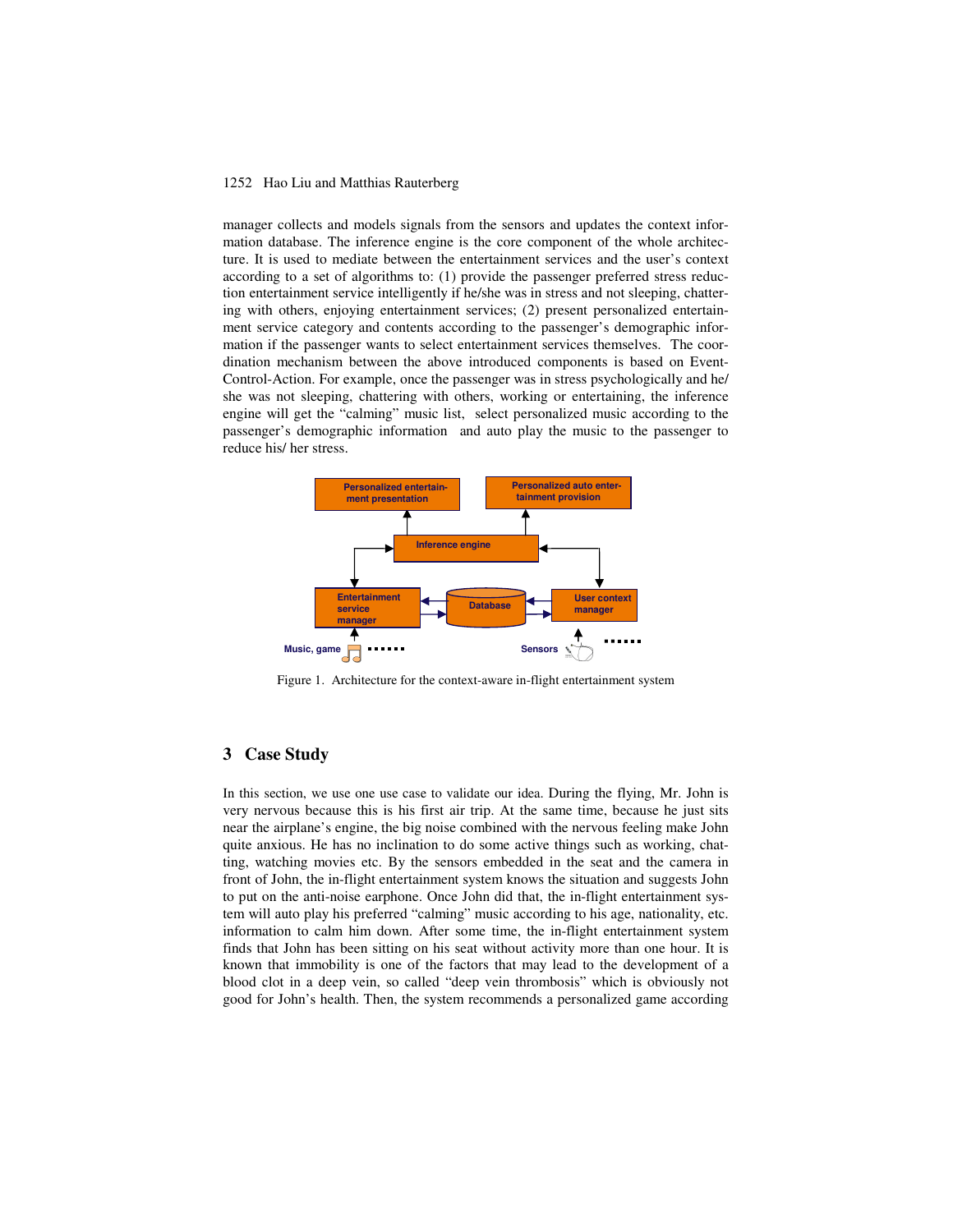manager collects and models signals from the sensors and updates the context information database. The inference engine is the core component of the whole architecture. It is used to mediate between the entertainment services and the user's context according to a set of algorithms to: (1) provide the passenger preferred stress reduction entertainment service intelligently if he/she was in stress and not sleeping, chattering with others, enjoying entertainment services; (2) present personalized entertainment service category and contents according to the passenger's demographic information if the passenger wants to select entertainment services themselves. The coordination mechanism between the above introduced components is based on Event-Control-Action. For example, once the passenger was in stress psychologically and he/she was not sleeping, chattering with others, working or entertaining, the inference engine will get the "calming" music list, select personalized music according to the passenger's demographic information and auto play the music to the passenger to reduce his/ her stress.

Figure 1. Architecture for the context-aware in-flight entertainment system

## 3 Case Study

In this section, we use one use case to validate our idea. During the flying, Mr. John is very nervous because this is his first air trip. At the same time, because he just sits near the airplane's engine, the big noise combined with the nervous feeling make John quite anxious. He has no inclination to do some active things such as working, chatting, watching movies etc. By the sensors embedded in the seat and the camera in front of John, the in-flight entertainment system knows the situation and suggests John to put on the anti-noise earphone. Once John did that, the in-flight entertainment system will auto play his preferred "calming" music according to his age, nationality, etc. information to calm him down. After some time, the in-flight entertainment system finds that John has been sitting on his seat without activity more than one hour. It is known that immobility is one of the factors that may lead to the development of a blood clot in a deep vein, so called "deep vein thrombosis" which is obviously not good for John's health. Then, the system recommends a personalized game according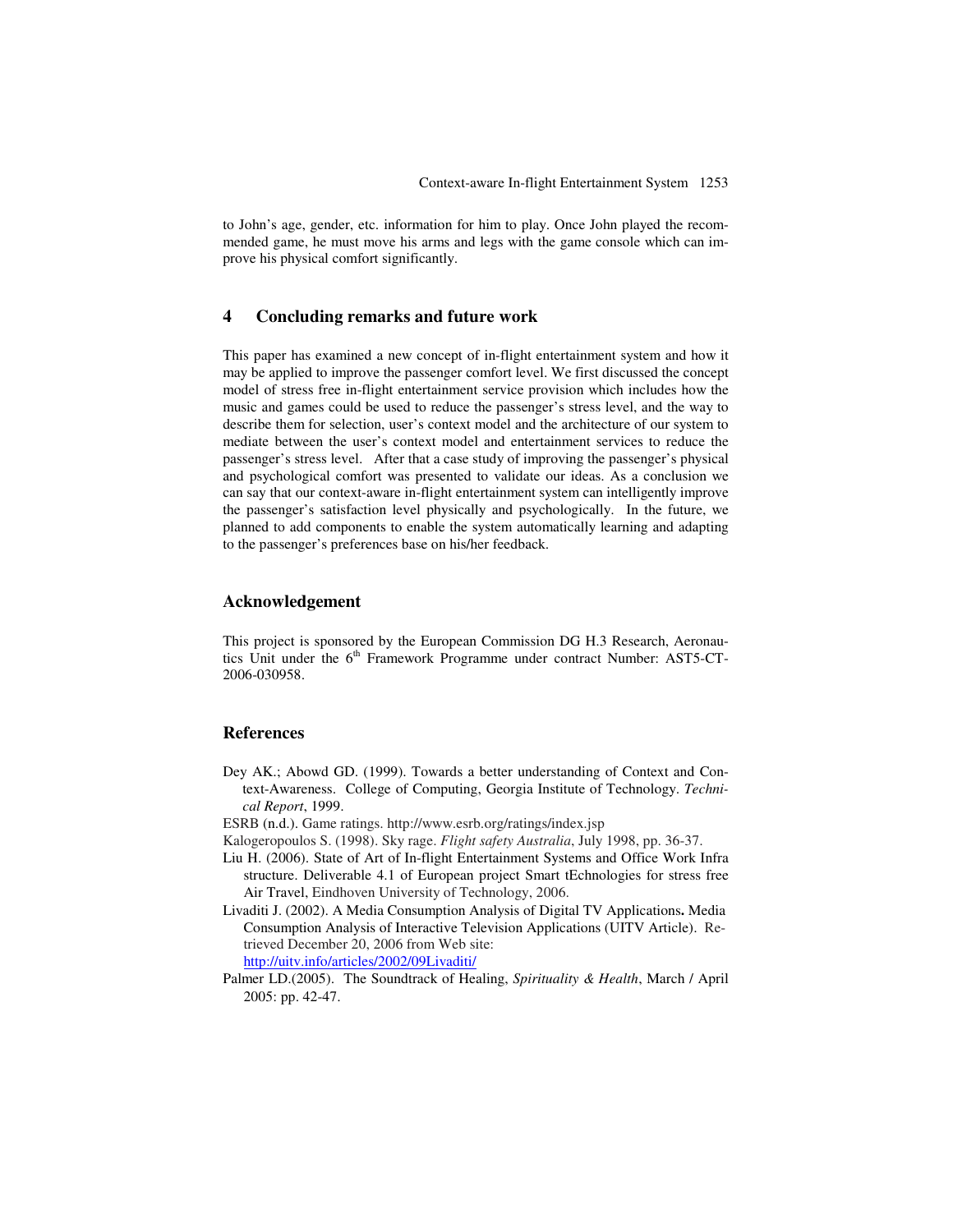to John's age, gender, etc. information for him to play. Once John played the recommended game, he must move his arms and legs with the game console which can improve his physical comfort significantly.

## 4 Concluding remarks and future work

This paper has examined a new concept of in-flight entertainment system and how it may be applied to improve the passenger comfort level. We first discussed the concept model of stress free in-flight entertainment service provision which includes how the music and games could be used to reduce the passenger's stress level, and the way to describe them for selection, user's context model and the architecture of our system to mediate between the user's context model and entertainment services to reduce the passenger's stress level. After that a case study of improving the passenger's physical and psychological comfort was presented to validate our ideas. As a conclusion we can say that our context-aware in-flight entertainment system can intelligently improve the passenger's satisfaction level physically and psychologically. In the future, we planned to add components to enable the system automatically learning and adapting to the passenger's preferences base on his/her feedback.

## Acknowledgement

This project is sponsored by the European Commission DG H.3 Research, Aeronautics Unit under the 6th Framework Programme under contract Number: AST5-CT-2006-030958.

## References

Dey AK.; Abowd GD. (1999). Towards a better understanding of Context and Context-Awareness. College of Computing, Georgia Institute of Technology. *Technical Report*, 1999.

ESRB (n.d.). Game ratings. http://www.esrb.org/ratings/index.jsp

Kalogeropoulos S. (1998). Sky rage. *Flight safety Australia*, July 1998, pp. 36-37.

Liu H. (2006). State of Art of In-flight Entertainment Systems and Office Work Infra structure. Deliverable 4.1 of European project Smart tEchnologies for stress free Air Travel, Eindhoven University of Technology, 2006.

Livaditi J. (2002). A Media Consumption Analysis of Digital TV Applications**.** Media Consumption Analysis of Interactive Television Applications (UITV Article). Retrieved December 20, 2006 from Web site: http://uitv.info/articles/2002/09Livaditi/

Palmer LD.(2005). The Soundtrack of Healing, *Spirituality & Health*, March / April 2005: pp. 42-47.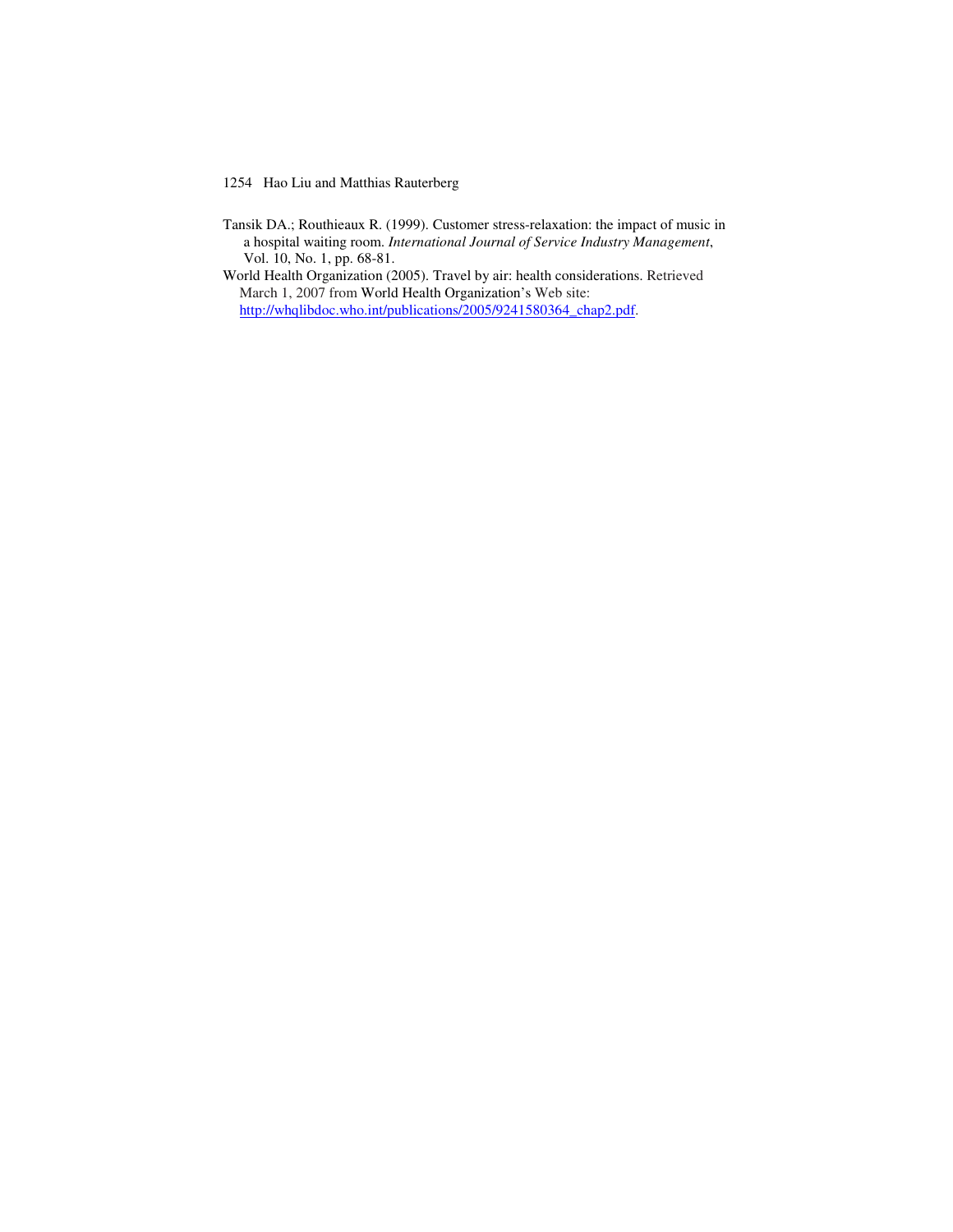Tansik DA.; Routhieaux R. (1999). Customer stress-relaxation: the impact of music in a hospital waiting room. *International Journal of Service Industry Management*, Vol. 10, No. 1, pp. 68-81.

World Health Organization (2005). Travel by air: health considerations. Retrieved March 1, 2007 from World Health Organization's Web site: http://whqlibdoc.who.int/publications/2005/9241580364_chap2.pdf.